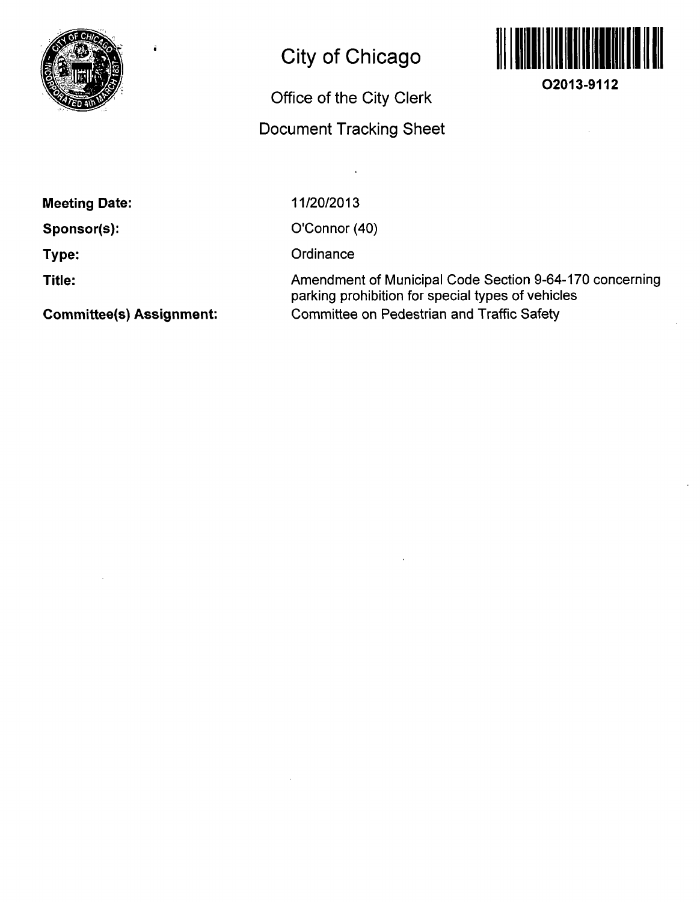# City of Chicago

## Office of the City Clerk

## Document Tracking Sheet

**O2013-9112**

| | |
|---|---|
| **Meeting Date:** | 11/20/2013 |
| **Sponsor(s):** | O'Connor (40) |
| **Type:** | Ordinance |
| **Title:** | Amendment of Municipal Code Section 9-64-170 concerning parking prohibition for special types of vehicles |
| **Committee(s) Assignment:** | Committee on Pedestrian and Traffic Safety |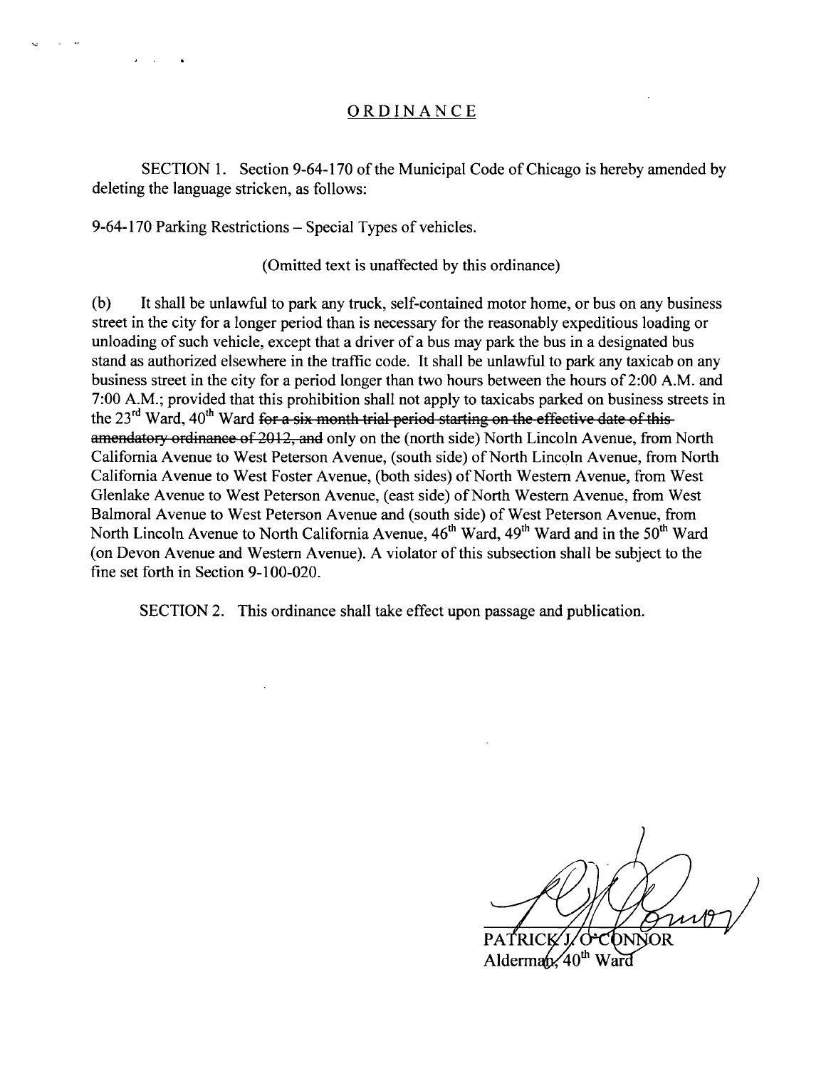## ORDINANCE

SECTION 1. Section 9-64-170 of the Municipal Code of Chicago is hereby amended by deleting the language stricken, as follows:

9-64-170 Parking Restrictions – Special Types of vehicles.

(Omitted text is unaffected by this ordinance)

(b) It shall be unlawful to park any truck, self-contained motor home, or bus on any business street in the city for a longer period than is necessary for the reasonably expeditious loading or unloading of such vehicle, except that a driver of a bus may park the bus in a designated bus stand as authorized elsewhere in the traffic code. It shall be unlawful to park any taxicab on any business street in the city for a period longer than two hours between the hours of 2:00 A.M. and 7:00 A.M.; provided that this prohibition shall not apply to taxicabs parked on business streets in the 23rd Ward, 40th Ward ~~for a six month trial period starting on the effective date of this amendatory ordinance of 2012, and~~ only on the (north side) North Lincoln Avenue, from North California Avenue to West Peterson Avenue, (south side) of North Lincoln Avenue, from North California Avenue to West Foster Avenue, (both sides) of North Western Avenue, from West Glenlake Avenue to West Peterson Avenue, (east side) of North Western Avenue, from West Balmoral Avenue to West Peterson Avenue and (south side) of West Peterson Avenue, from North Lincoln Avenue to North California Avenue, 46th Ward, 49th Ward and in the 50th Ward (on Devon Avenue and Western Avenue). A violator of this subsection shall be subject to the fine set forth in Section 9-100-020.

SECTION 2. This ordinance shall take effect upon passage and publication.

PATRICK J. O'CONNOR
Alderman, 40th Ward